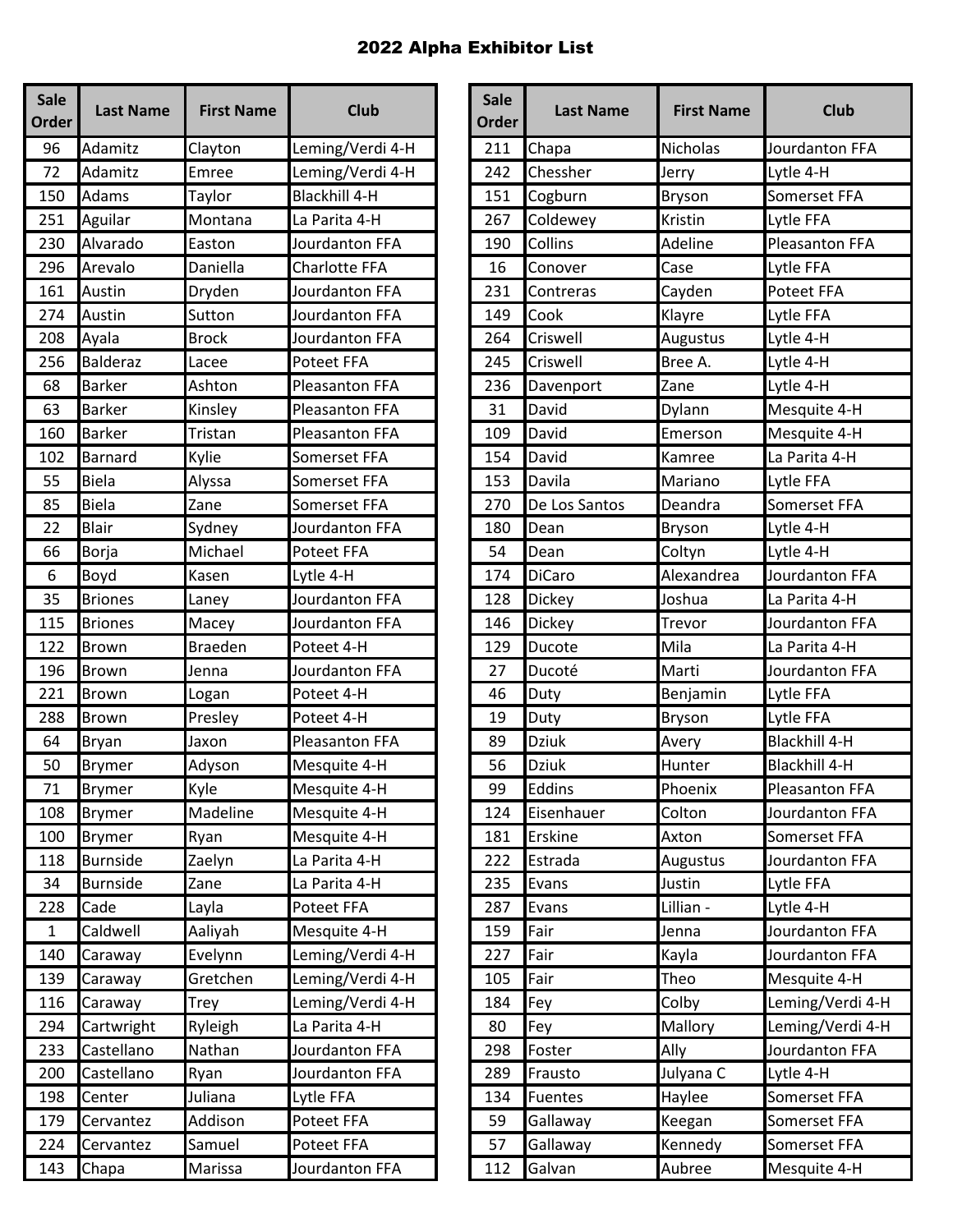# 2022 Alpha Exhibitor List

| Sale Order | Last Name | First Name | Club |
|---|---|---|---|
| 96 | Adamitz | Clayton | Leming/Verdi 4-H |
| 72 | Adamitz | Emree | Leming/Verdi 4-H |
| 150 | Adams | Taylor | Blackhill 4-H |
| 251 | Aguilar | Montana | La Parita 4-H |
| 230 | Alvarado | Easton | Jourdanton FFA |
| 296 | Arevalo | Daniella | Charlotte FFA |
| 161 | Austin | Dryden | Jourdanton FFA |
| 274 | Austin | Sutton | Jourdanton FFA |
| 208 | Ayala | Brock | Jourdanton FFA |
| 256 | Balderaz | Lacee | Poteet FFA |
| 68 | Barker | Ashton | Pleasanton FFA |
| 63 | Barker | Kinsley | Pleasanton FFA |
| 160 | Barker | Tristan | Pleasanton FFA |
| 102 | Barnard | Kylie | Somerset FFA |
| 55 | Biela | Alyssa | Somerset FFA |
| 85 | Biela | Zane | Somerset FFA |
| 22 | Blair | Sydney | Jourdanton FFA |
| 66 | Borja | Michael | Poteet FFA |
| 6 | Boyd | Kasen | Lytle 4-H |
| 35 | Briones | Laney | Jourdanton FFA |
| 115 | Briones | Macey | Jourdanton FFA |
| 122 | Brown | Braeden | Poteet 4-H |
| 196 | Brown | Jenna | Jourdanton FFA |
| 221 | Brown | Logan | Poteet 4-H |
| 288 | Brown | Presley | Poteet 4-H |
| 64 | Bryan | Jaxon | Pleasanton FFA |
| 50 | Brymer | Adyson | Mesquite 4-H |
| 71 | Brymer | Kyle | Mesquite 4-H |
| 108 | Brymer | Madeline | Mesquite 4-H |
| 100 | Brymer | Ryan | Mesquite 4-H |
| 118 | Burnside | Zaelyn | La Parita 4-H |
| 34 | Burnside | Zane | La Parita 4-H |
| 228 | Cade | Layla | Poteet FFA |
| 1 | Caldwell | Aaliyah | Mesquite 4-H |
| 140 | Caraway | Evelynn | Leming/Verdi 4-H |
| 139 | Caraway | Gretchen | Leming/Verdi 4-H |
| 116 | Caraway | Trey | Leming/Verdi 4-H |
| 294 | Cartwright | Ryleigh | La Parita 4-H |
| 233 | Castellano | Nathan | Jourdanton FFA |
| 200 | Castellano | Ryan | Jourdanton FFA |
| 198 | Center | Juliana | Lytle FFA |
| 179 | Cervantez | Addison | Poteet FFA |
| 224 | Cervantez | Samuel | Poteet FFA |
| 143 | Chapa | Marissa | Jourdanton FFA |
| 211 | Chapa | Nicholas | Jourdanton FFA |
| 242 | Chessher | Jerry | Lytle 4-H |
| 151 | Cogburn | Bryson | Somerset FFA |
| 267 | Coldewey | Kristin | Lytle FFA |
| 190 | Collins | Adeline | Pleasanton FFA |
| 16 | Conover | Case | Lytle FFA |
| 231 | Contreras | Cayden | Poteet FFA |
| 149 | Cook | Klayre | Lytle FFA |
| 264 | Criswell | Augustus | Lytle 4-H |
| 245 | Criswell | Bree A. | Lytle 4-H |
| 236 | Davenport | Zane | Lytle 4-H |
| 31 | David | Dylann | Mesquite 4-H |
| 109 | David | Emerson | Mesquite 4-H |
| 154 | David | Kamree | La Parita 4-H |
| 153 | Davila | Mariano | Lytle FFA |
| 270 | De Los Santos | Deandra | Somerset FFA |
| 180 | Dean | Bryson | Lytle 4-H |
| 54 | Dean | Coltyn | Lytle 4-H |
| 174 | DiCaro | Alexandrea | Jourdanton FFA |
| 128 | Dickey | Joshua | La Parita 4-H |
| 146 | Dickey | Trevor | Jourdanton FFA |
| 129 | Ducote | Mila | La Parita 4-H |
| 27 | Ducoté | Marti | Jourdanton FFA |
| 46 | Duty | Benjamin | Lytle FFA |
| 19 | Duty | Bryson | Lytle FFA |
| 89 | Dziuk | Avery | Blackhill 4-H |
| 56 | Dziuk | Hunter | Blackhill 4-H |
| 99 | Eddins | Phoenix | Pleasanton FFA |
| 124 | Eisenhauer | Colton | Jourdanton FFA |
| 181 | Erskine | Axton | Somerset FFA |
| 222 | Estrada | Augustus | Jourdanton FFA |
| 235 | Evans | Justin | Lytle FFA |
| 287 | Evans | Lillian - | Lytle 4-H |
| 159 | Fair | Jenna | Jourdanton FFA |
| 227 | Fair | Kayla | Jourdanton FFA |
| 105 | Fair | Theo | Mesquite 4-H |
| 184 | Fey | Colby | Leming/Verdi 4-H |
| 80 | Fey | Mallory | Leming/Verdi 4-H |
| 298 | Foster | Ally | Jourdanton FFA |
| 289 | Frausto | Julyana C | Lytle 4-H |
| 134 | Fuentes | Haylee | Somerset FFA |
| 59 | Gallaway | Keegan | Somerset FFA |
| 57 | Gallaway | Kennedy | Somerset FFA |
| 112 | Galvan | Aubree | Mesquite 4-H |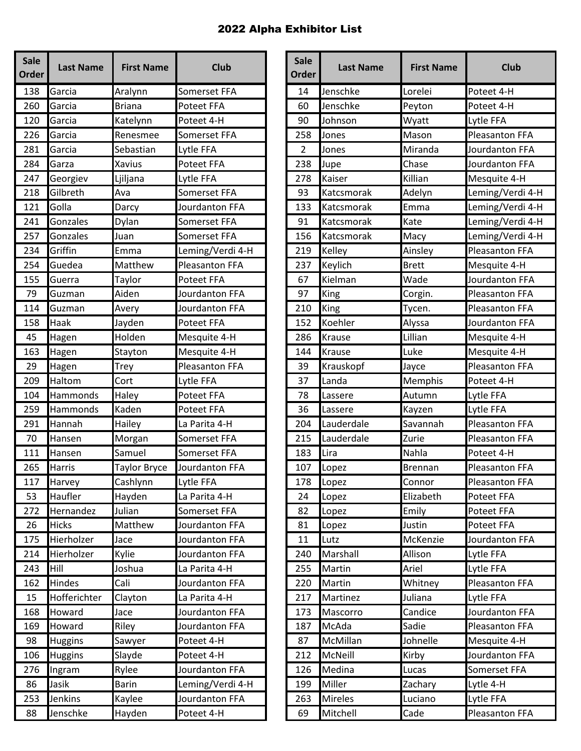# 2022 Alpha Exhibitor List

| Sale Order | Last Name | First Name | Club |
|---|---|---|---|
| 138 | Garcia | Aralynn | Somerset FFA |
| 260 | Garcia | Briana | Poteet FFA |
| 120 | Garcia | Katelynn | Poteet 4-H |
| 226 | Garcia | Renesmee | Somerset FFA |
| 281 | Garcia | Sebastian | Lytle FFA |
| 284 | Garza | Xavius | Poteet FFA |
| 247 | Georgiev | Ljiljana | Lytle FFA |
| 218 | Gilbreth | Ava | Somerset FFA |
| 121 | Golla | Darcy | Jourdanton FFA |
| 241 | Gonzales | Dylan | Somerset FFA |
| 257 | Gonzales | Juan | Somerset FFA |
| 234 | Griffin | Emma | Leming/Verdi 4-H |
| 254 | Guedea | Matthew | Pleasanton FFA |
| 155 | Guerra | Taylor | Poteet FFA |
| 79 | Guzman | Aiden | Jourdanton FFA |
| 114 | Guzman | Avery | Jourdanton FFA |
| 158 | Haak | Jayden | Poteet FFA |
| 45 | Hagen | Holden | Mesquite 4-H |
| 163 | Hagen | Stayton | Mesquite 4-H |
| 29 | Hagen | Trey | Pleasanton FFA |
| 209 | Haltom | Cort | Lytle FFA |
| 104 | Hammonds | Haley | Poteet FFA |
| 259 | Hammonds | Kaden | Poteet FFA |
| 291 | Hannah | Hailey | La Parita 4-H |
| 70 | Hansen | Morgan | Somerset FFA |
| 111 | Hansen | Samuel | Somerset FFA |
| 265 | Harris | Taylor Bryce | Jourdanton FFA |
| 117 | Harvey | Cashlynn | Lytle FFA |
| 53 | Haufler | Hayden | La Parita 4-H |
| 272 | Hernandez | Julian | Somerset FFA |
| 26 | Hicks | Matthew | Jourdanton FFA |
| 175 | Hierholzer | Jace | Jourdanton FFA |
| 214 | Hierholzer | Kylie | Jourdanton FFA |
| 243 | Hill | Joshua | La Parita 4-H |
| 162 | Hindes | Cali | Jourdanton FFA |
| 15 | Hofferichter | Clayton | La Parita 4-H |
| 168 | Howard | Jace | Jourdanton FFA |
| 169 | Howard | Riley | Jourdanton FFA |
| 98 | Huggins | Sawyer | Poteet 4-H |
| 106 | Huggins | Slayde | Poteet 4-H |
| 276 | Ingram | Rylee | Jourdanton FFA |
| 86 | Jasik | Barin | Leming/Verdi 4-H |
| 253 | Jenkins | Kaylee | Jourdanton FFA |
| 88 | Jenschke | Hayden | Poteet 4-H |
| 14 | Jenschke | Lorelei | Poteet 4-H |
| 60 | Jenschke | Peyton | Poteet 4-H |
| 90 | Johnson | Wyatt | Lytle FFA |
| 258 | Jones | Mason | Pleasanton FFA |
| 2 | Jones | Miranda | Jourdanton FFA |
| 238 | Jupe | Chase | Jourdanton FFA |
| 278 | Kaiser | Killian | Mesquite 4-H |
| 93 | Katcsmorak | Adelyn | Leming/Verdi 4-H |
| 133 | Katcsmorak | Emma | Leming/Verdi 4-H |
| 91 | Katcsmorak | Kate | Leming/Verdi 4-H |
| 156 | Katcsmorak | Macy | Leming/Verdi 4-H |
| 219 | Kelley | Ainsley | Pleasanton FFA |
| 237 | Keylich | Brett | Mesquite 4-H |
| 67 | Kielman | Wade | Jourdanton FFA |
| 97 | King | Corgin. | Pleasanton FFA |
| 210 | King | Tycen. | Pleasanton FFA |
| 152 | Koehler | Alyssa | Jourdanton FFA |
| 286 | Krause | Lillian | Mesquite 4-H |
| 144 | Krause | Luke | Mesquite 4-H |
| 39 | Krauskopf | Jayce | Pleasanton FFA |
| 37 | Landa | Memphis | Poteet 4-H |
| 78 | Lassere | Autumn | Lytle FFA |
| 36 | Lassere | Kayzen | Lytle FFA |
| 204 | Lauderdale | Savannah | Pleasanton FFA |
| 215 | Lauderdale | Zurie | Pleasanton FFA |
| 183 | Lira | Nahla | Poteet 4-H |
| 107 | Lopez | Brennan | Pleasanton FFA |
| 178 | Lopez | Connor | Pleasanton FFA |
| 24 | Lopez | Elizabeth | Poteet FFA |
| 82 | Lopez | Emily | Poteet FFA |
| 81 | Lopez | Justin | Poteet FFA |
| 11 | Lutz | McKenzie | Jourdanton FFA |
| 240 | Marshall | Allison | Lytle FFA |
| 255 | Martin | Ariel | Lytle FFA |
| 220 | Martin | Whitney | Pleasanton FFA |
| 217 | Martinez | Juliana | Lytle FFA |
| 173 | Mascorro | Candice | Jourdanton FFA |
| 187 | McAda | Sadie | Pleasanton FFA |
| 87 | McMillan | Johnelle | Mesquite 4-H |
| 212 | McNeill | Kirby | Jourdanton FFA |
| 126 | Medina | Lucas | Somerset FFA |
| 199 | Miller | Zachary | Lytle 4-H |
| 263 | Mireles | Luciano | Lytle FFA |
| 69 | Mitchell | Cade | Pleasanton FFA |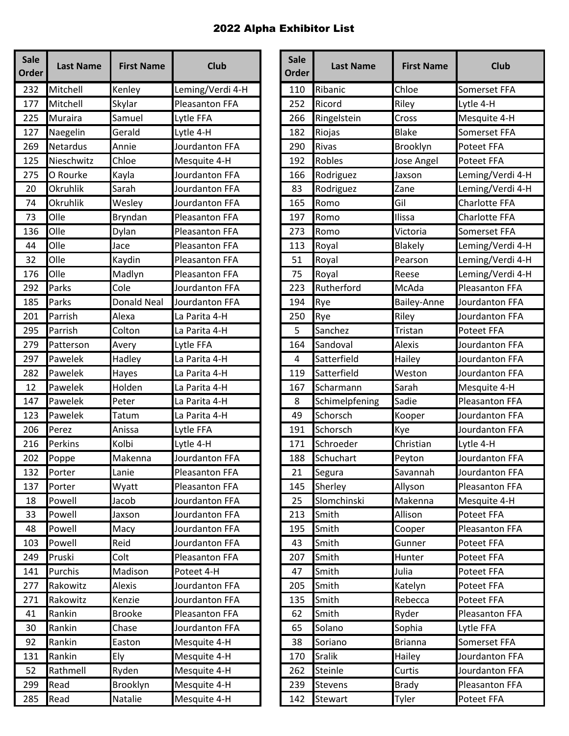# 2022 Alpha Exhibitor List

| Sale Order | Last Name | First Name | Club |
|---|---|---|---|
| 232 | Mitchell | Kenley | Leming/Verdi 4-H |
| 177 | Mitchell | Skylar | Pleasanton FFA |
| 225 | Muraira | Samuel | Lytle FFA |
| 127 | Naegelin | Gerald | Lytle 4-H |
| 269 | Netardus | Annie | Jourdanton FFA |
| 125 | Nieschwitz | Chloe | Mesquite 4-H |
| 275 | O Rourke | Kayla | Jourdanton FFA |
| 20 | Okruhlik | Sarah | Jourdanton FFA |
| 74 | Okruhlik | Wesley | Jourdanton FFA |
| 73 | Olle | Bryndan | Pleasanton FFA |
| 136 | Olle | Dylan | Pleasanton FFA |
| 44 | Olle | Jace | Pleasanton FFA |
| 32 | Olle | Kaydin | Pleasanton FFA |
| 176 | Olle | Madlyn | Pleasanton FFA |
| 292 | Parks | Cole | Jourdanton FFA |
| 185 | Parks | Donald Neal | Jourdanton FFA |
| 201 | Parrish | Alexa | La Parita 4-H |
| 295 | Parrish | Colton | La Parita 4-H |
| 279 | Patterson | Avery | Lytle FFA |
| 297 | Pawelek | Hadley | La Parita 4-H |
| 282 | Pawelek | Hayes | La Parita 4-H |
| 12 | Pawelek | Holden | La Parita 4-H |
| 147 | Pawelek | Peter | La Parita 4-H |
| 123 | Pawelek | Tatum | La Parita 4-H |
| 206 | Perez | Anissa | Lytle FFA |
| 216 | Perkins | Kolbi | Lytle 4-H |
| 202 | Poppe | Makenna | Jourdanton FFA |
| 132 | Porter | Lanie | Pleasanton FFA |
| 137 | Porter | Wyatt | Pleasanton FFA |
| 18 | Powell | Jacob | Jourdanton FFA |
| 33 | Powell | Jaxson | Jourdanton FFA |
| 48 | Powell | Macy | Jourdanton FFA |
| 103 | Powell | Reid | Jourdanton FFA |
| 249 | Pruski | Colt | Pleasanton FFA |
| 141 | Purchis | Madison | Poteet 4-H |
| 277 | Rakowitz | Alexis | Jourdanton FFA |
| 271 | Rakowitz | Kenzie | Jourdanton FFA |
| 41 | Rankin | Brooke | Pleasanton FFA |
| 30 | Rankin | Chase | Jourdanton FFA |
| 92 | Rankin | Easton | Mesquite 4-H |
| 131 | Rankin | Ely | Mesquite 4-H |
| 52 | Rathmell | Ryden | Mesquite 4-H |
| 299 | Read | Brooklyn | Mesquite 4-H |
| 285 | Read | Natalie | Mesquite 4-H |
| 110 | Ribanic | Chloe | Somerset FFA |
| 252 | Ricord | Riley | Lytle 4-H |
| 266 | Ringelstein | Cross | Mesquite 4-H |
| 182 | Riojas | Blake | Somerset FFA |
| 290 | Rivas | Brooklyn | Poteet FFA |
| 192 | Robles | Jose Angel | Poteet FFA |
| 166 | Rodriguez | Jaxson | Leming/Verdi 4-H |
| 83 | Rodriguez | Zane | Leming/Verdi 4-H |
| 165 | Romo | Gil | Charlotte FFA |
| 197 | Romo | Ilissa | Charlotte FFA |
| 273 | Romo | Victoria | Somerset FFA |
| 113 | Royal | Blakely | Leming/Verdi 4-H |
| 51 | Royal | Pearson | Leming/Verdi 4-H |
| 75 | Royal | Reese | Leming/Verdi 4-H |
| 223 | Rutherford | McAda | Pleasanton FFA |
| 194 | Rye | Bailey-Anne | Jourdanton FFA |
| 250 | Rye | Riley | Jourdanton FFA |
| 5 | Sanchez | Tristan | Poteet FFA |
| 164 | Sandoval | Alexis | Jourdanton FFA |
| 4 | Satterfield | Hailey | Jourdanton FFA |
| 119 | Satterfield | Weston | Jourdanton FFA |
| 167 | Scharmann | Sarah | Mesquite 4-H |
| 8 | Schimelpfening | Sadie | Pleasanton FFA |
| 49 | Schorsch | Kooper | Jourdanton FFA |
| 191 | Schorsch | Kye | Jourdanton FFA |
| 171 | Schroeder | Christian | Lytle 4-H |
| 188 | Schuchart | Peyton | Jourdanton FFA |
| 21 | Segura | Savannah | Jourdanton FFA |
| 145 | Sherley | Allyson | Pleasanton FFA |
| 25 | Slomchinski | Makenna | Mesquite 4-H |
| 213 | Smith | Allison | Poteet FFA |
| 195 | Smith | Cooper | Pleasanton FFA |
| 43 | Smith | Gunner | Poteet FFA |
| 207 | Smith | Hunter | Poteet FFA |
| 47 | Smith | Julia | Poteet FFA |
| 205 | Smith | Katelyn | Poteet FFA |
| 135 | Smith | Rebecca | Poteet FFA |
| 62 | Smith | Ryder | Pleasanton FFA |
| 65 | Solano | Sophia | Lytle FFA |
| 38 | Soriano | Brianna | Somerset FFA |
| 170 | Sralik | Hailey | Jourdanton FFA |
| 262 | Steinle | Curtis | Jourdanton FFA |
| 239 | Stevens | Brady | Pleasanton FFA |
| 142 | Stewart | Tyler | Poteet FFA |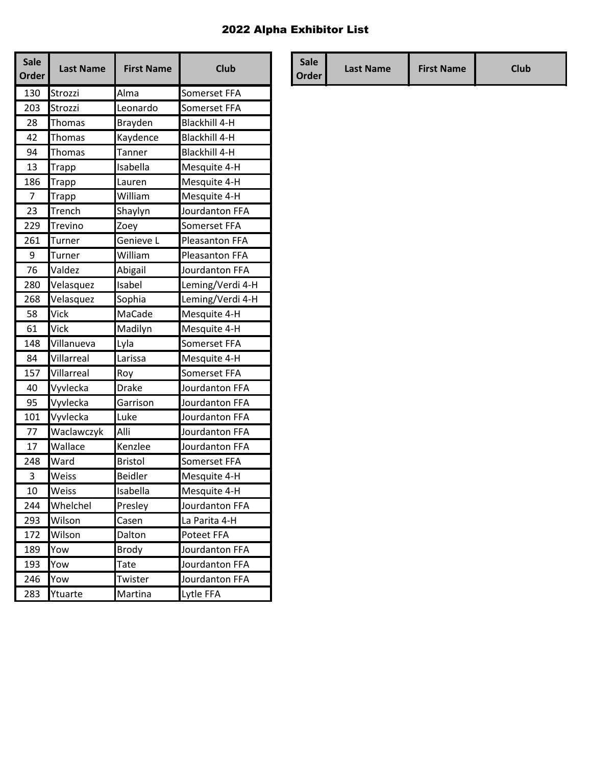## 2022 Alpha Exhibitor List

| Sale Order | Last Name | First Name | Club |
|---|---|---|---|
| 130 | Strozzi | Alma | Somerset FFA |
| 203 | Strozzi | Leonardo | Somerset FFA |
| 28 | Thomas | Brayden | Blackhill 4-H |
| 42 | Thomas | Kaydence | Blackhill 4-H |
| 94 | Thomas | Tanner | Blackhill 4-H |
| 13 | Trapp | Isabella | Mesquite 4-H |
| 186 | Trapp | Lauren | Mesquite 4-H |
| 7 | Trapp | William | Mesquite 4-H |
| 23 | Trench | Shaylyn | Jourdanton FFA |
| 229 | Trevino | Zoey | Somerset FFA |
| 261 | Turner | Genieve L | Pleasanton FFA |
| 9 | Turner | William | Pleasanton FFA |
| 76 | Valdez | Abigail | Jourdanton FFA |
| 280 | Velasquez | Isabel | Leming/Verdi 4-H |
| 268 | Velasquez | Sophia | Leming/Verdi 4-H |
| 58 | Vick | MaCade | Mesquite 4-H |
| 61 | Vick | Madilyn | Mesquite 4-H |
| 148 | Villanueva | Lyla | Somerset FFA |
| 84 | Villarreal | Larissa | Mesquite 4-H |
| 157 | Villarreal | Roy | Somerset FFA |
| 40 | Vyvlecka | Drake | Jourdanton FFA |
| 95 | Vyvlecka | Garrison | Jourdanton FFA |
| 101 | Vyvlecka | Luke | Jourdanton FFA |
| 77 | Waclawczyk | Alli | Jourdanton FFA |
| 17 | Wallace | Kenzlee | Jourdanton FFA |
| 248 | Ward | Bristol | Somerset FFA |
| 3 | Weiss | Beidler | Mesquite 4-H |
| 10 | Weiss | Isabella | Mesquite 4-H |
| 244 | Whelchel | Presley | Jourdanton FFA |
| 293 | Wilson | Casen | La Parita 4-H |
| 172 | Wilson | Dalton | Poteet FFA |
| 189 | Yow | Brody | Jourdanton FFA |
| 193 | Yow | Tate | Jourdanton FFA |
| 246 | Yow | Twister | Jourdanton FFA |
| 283 | Ytuarte | Martina | Lytle FFA |